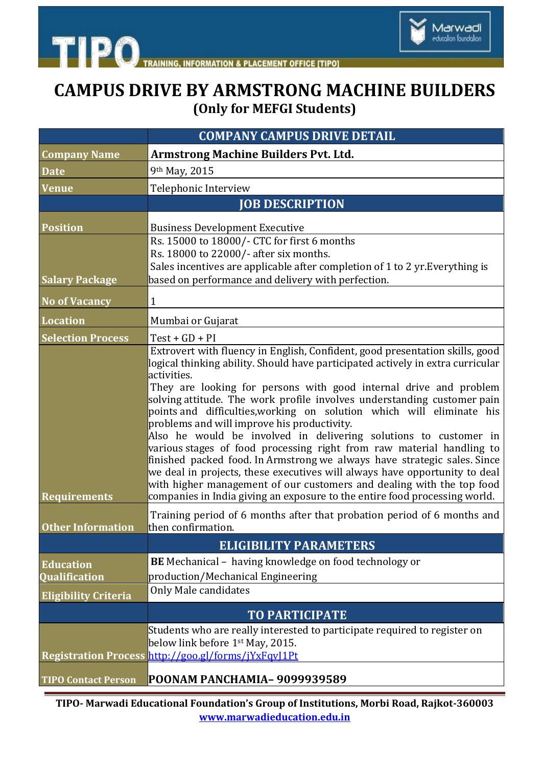# CAMPUS DRIVE BY ARMSTRONG MACHINE BUILDERS

## (Only for MEFGI Students)

| | |
|---|---|
| | **COMPANY CAMPUS DRIVE DETAIL** |
| **Company Name** | **Armstrong Machine Builders Pvt. Ltd.** |
| **Date** | 9th May, 2015 |
| **Venue** | Telephonic Interview |
| | **JOB DESCRIPTION** |
| **Position** | Business Development Executive |
| **Salary Package** | Rs. 15000 to 18000/- CTC for first 6 months<br>Rs. 18000 to 22000/- after six months.<br>Sales incentives are applicable after completion of 1 to 2 yr.Everything is based on performance and delivery with perfection. |
| **No of Vacancy** | 1 |
| **Location** | Mumbai or Gujarat |
| **Selection Process** | Test + GD + PI |
| **Requirements** | Extrovert with fluency in English, Confident, good presentation skills, good logical thinking ability. Should have participated actively in extra curricular activities.<br>They are looking for persons with good internal drive and problem solving attitude. The work profile involves understanding customer pain points and difficulties,working on solution which will eliminate his problems and will improve his productivity.<br>Also he would be involved in delivering solutions to customer in various stages of food processing right from raw material handling to finished packed food. In Armstrong we always have strategic sales. Since we deal in projects, these executives will always have opportunity to deal with higher management of our customers and dealing with the top food companies in India giving an exposure to the entire food processing world. |
| **Other Information** | Training period of 6 months after that probation period of 6 months and then confirmation. |
| | **ELIGIBILITY PARAMETERS** |
| **Education Qualification** | **BE** Mechanical – having knowledge on food technology or production/Mechanical Engineering |
| **Eligibility Criteria** | Only Male candidates |
| | **TO PARTICIPATE** |
| **Registration Process** | Students who are really interested to participate required to register on below link before 1st May, 2015.<br>http://goo.gl/forms/jYxFqvJ1Pt |
| **TIPO Contact Person** | **POONAM PANCHAMIA– 9099939589** |

**TIPO- Marwadi Educational Foundation's Group of Institutions, Morbi Road, Rajkot-360003**
**www.marwadieducation.edu.in**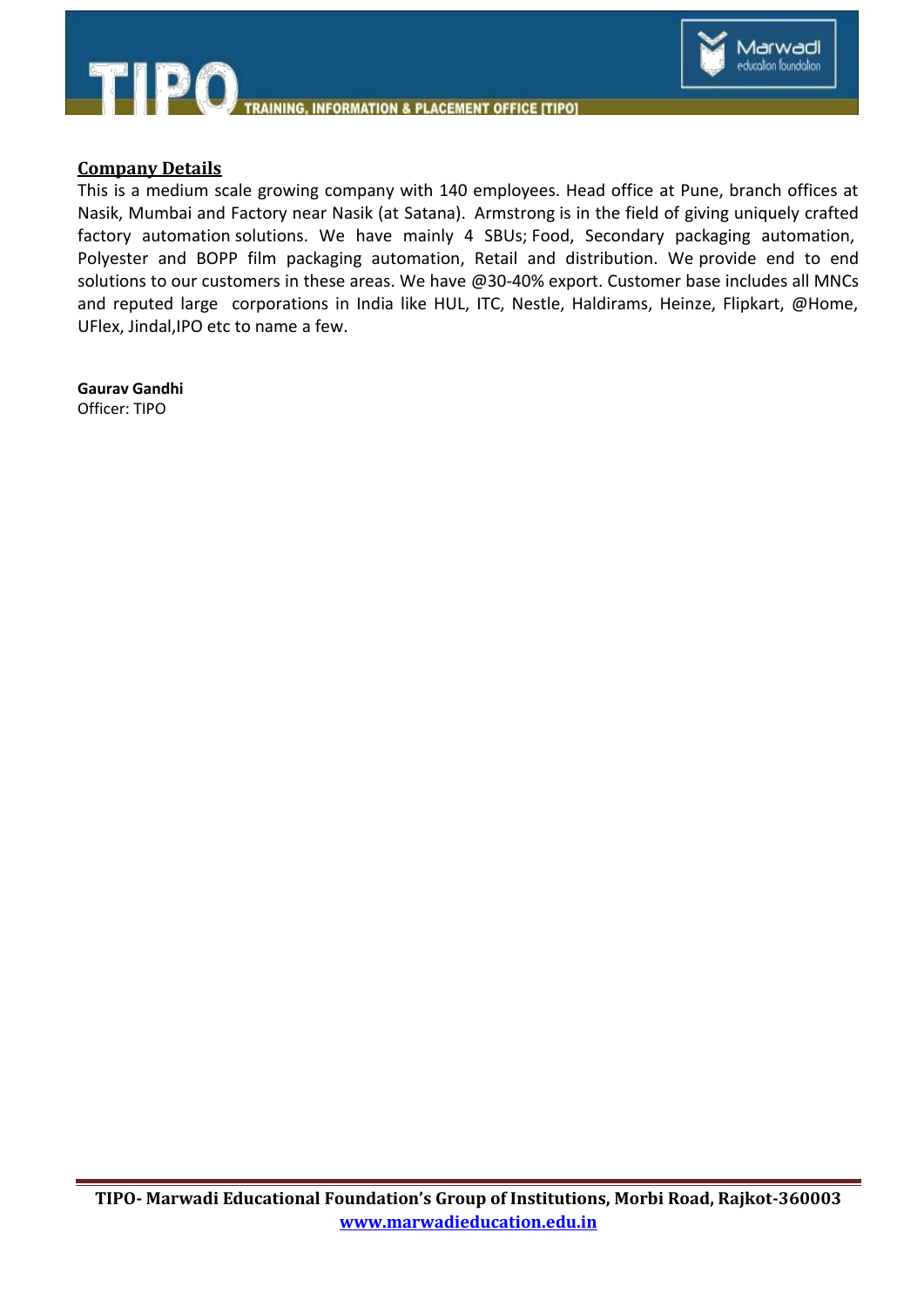## Company Details

This is a medium scale growing company with 140 employees. Head office at Pune, branch offices at Nasik, Mumbai and Factory near Nasik (at Satana). Armstrong is in the field of giving uniquely crafted factory automation solutions. We have mainly 4 SBUs; Food, Secondary packaging automation, Polyester and BOPP film packaging automation, Retail and distribution. We provide end to end solutions to our customers in these areas. We have @30-40% export. Customer base includes all MNCs and reputed large corporations in India like HUL, ITC, Nestle, Haldirams, Heinze, Flipkart, @Home, UFlex, Jindal,IPO etc to name a few.

**Gaurav Gandhi**
Officer: TIPO